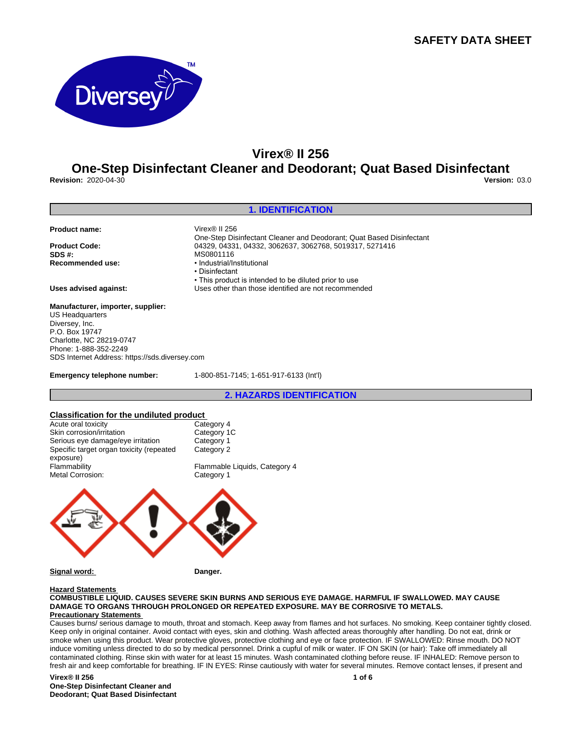# SAFETY DATA SHEET

# Virex® II 256

## One-Step Disinfectant Cleaner and Deodorant; Quat Based Disinfectant

**Revision:** 2020-04-30 **Version:** 03.0

## 1. IDENTIFICATION

**Product name:** Virex® II 256
One-Step Disinfectant Cleaner and Deodorant; Quat Based Disinfectant

**Product Code:** 04329, 04331, 04332, 3062637, 3062768, 5019317, 5271416

**SDS #:** MS0801116

**Recommended use:**
- Industrial/Institutional
- Disinfectant
- This product is intended to be diluted prior to use

**Uses advised against:** Uses other than those identified are not recommended

**Manufacturer, importer, supplier:**
US Headquarters
Diversey, Inc.
P.O. Box 19747
Charlotte, NC 28219-0747
Phone: 1-888-352-2249
SDS Internet Address: https://sds.diversey.com

**Emergency telephone number:** 1-800-851-7145; 1-651-917-6133 (Int'l)

## 2. HAZARDS IDENTIFICATION

**Classification for the undiluted product**

| | |
|---|---|
| Acute oral toxicity | Category 4 |
| Skin corrosion/irritation | Category 1C |
| Serious eye damage/eye irritation | Category 1 |
| Specific target organ toxicity (repeated exposure) | Category 2 |
| Flammability | Flammable Liquids, Category 4 |
| Metal Corrosion: | Category 1 |

**Signal word:** **Danger.**

**Hazard Statements**

**COMBUSTIBLE LIQUID. CAUSES SEVERE SKIN BURNS AND SERIOUS EYE DAMAGE. HARMFUL IF SWALLOWED. MAY CAUSE DAMAGE TO ORGANS THROUGH PROLONGED OR REPEATED EXPOSURE. MAY BE CORROSIVE TO METALS.**

**Precautionary Statements**

Causes burns/ serious damage to mouth, throat and stomach. Keep away from flames and hot surfaces. No smoking. Keep container tightly closed. Keep only in original container. Avoid contact with eyes, skin and clothing. Wash affected areas thoroughly after handling. Do not eat, drink or smoke when using this product. Wear protective gloves, protective clothing and eye or face protection. IF SWALLOWED: Rinse mouth. DO NOT induce vomiting unless directed to do so by medical personnel. Drink a cupful of milk or water. IF ON SKIN (or hair): Take off immediately all contaminated clothing. Rinse skin with water for at least 15 minutes. Wash contaminated clothing before reuse. IF INHALED: Remove person to fresh air and keep comfortable for breathing. IF IN EYES: Rinse cautiously with water for several minutes. Remove contact lenses, if present and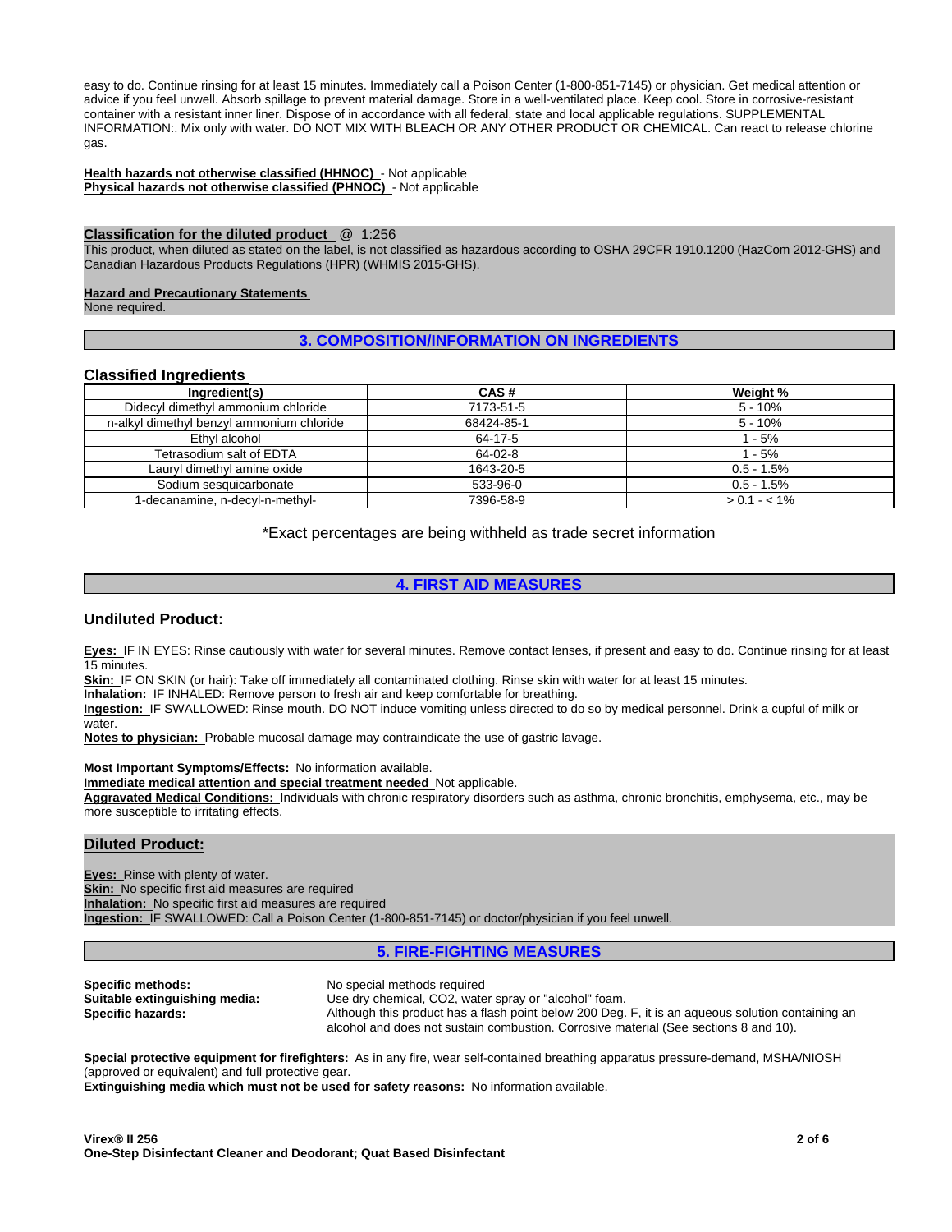easy to do. Continue rinsing for at least 15 minutes. Immediately call a Poison Center (1-800-851-7145) or physician. Get medical attention or advice if you feel unwell. Absorb spillage to prevent material damage. Store in a well-ventilated place. Keep cool. Store in corrosive-resistant container with a resistant inner liner. Dispose of in accordance with all federal, state and local applicable regulations. SUPPLEMENTAL INFORMATION:. Mix only with water. DO NOT MIX WITH BLEACH OR ANY OTHER PRODUCT OR CHEMICAL. Can react to release chlorine gas.

**Health hazards not otherwise classified (HHNOC)** - Not applicable
**Physical hazards not otherwise classified (PHNOC)** - Not applicable

**Classification for the diluted product** @ 1:256
This product, when diluted as stated on the label, is not classified as hazardous according to OSHA 29CFR 1910.1200 (HazCom 2012-GHS) and Canadian Hazardous Products Regulations (HPR) (WHMIS 2015-GHS).

**Hazard and Precautionary Statements**
None required.

## 3. COMPOSITION/INFORMATION ON INGREDIENTS

### Classified Ingredients

| Ingredient(s) | CAS # | Weight % |
|---|---|---|
| Didecyl dimethyl ammonium chloride | 7173-51-5 | 5 - 10% |
| n-alkyl dimethyl benzyl ammonium chloride | 68424-85-1 | 5 - 10% |
| Ethyl alcohol | 64-17-5 | 1 - 5% |
| Tetrasodium salt of EDTA | 64-02-8 | 1 - 5% |
| Lauryl dimethyl amine oxide | 1643-20-5 | 0.5 - 1.5% |
| Sodium sesquicarbonate | 533-96-0 | 0.5 - 1.5% |
| 1-decanamine, n-decyl-n-methyl- | 7396-58-9 | > 0.1 - < 1% |

*Exact percentages are being withheld as trade secret information

## 4. FIRST AID MEASURES

### Undiluted Product:

**Eyes:** IF IN EYES: Rinse cautiously with water for several minutes. Remove contact lenses, if present and easy to do. Continue rinsing for at least 15 minutes.
**Skin:** IF ON SKIN (or hair): Take off immediately all contaminated clothing. Rinse skin with water for at least 15 minutes.
**Inhalation:** IF INHALED: Remove person to fresh air and keep comfortable for breathing.
**Ingestion:** IF SWALLOWED: Rinse mouth. DO NOT induce vomiting unless directed to do so by medical personnel. Drink a cupful of milk or water.
**Notes to physician:** Probable mucosal damage may contraindicate the use of gastric lavage.

**Most Important Symptoms/Effects:** No information available.
**Immediate medical attention and special treatment needed** Not applicable.
**Aggravated Medical Conditions:** Individuals with chronic respiratory disorders such as asthma, chronic bronchitis, emphysema, etc., may be more susceptible to irritating effects.

### Diluted Product:

**Eyes:** Rinse with plenty of water.
**Skin:** No specific first aid measures are required
**Inhalation:** No specific first aid measures are required
**Ingestion:** IF SWALLOWED: Call a Poison Center (1-800-851-7145) or doctor/physician if you feel unwell.

## 5. FIRE-FIGHTING MEASURES

**Specific methods:** No special methods required
**Suitable extinguishing media:** Use dry chemical, $CO_2$, water spray or "alcohol" foam.
**Specific hazards:** Although this product has a flash point below 200 Deg. F, it is an aqueous solution containing an alcohol and does not sustain combustion. Corrosive material (See sections 8 and 10).

**Special protective equipment for firefighters:** As in any fire, wear self-contained breathing apparatus pressure-demand, MSHA/NIOSH (approved or equivalent) and full protective gear.
**Extinguishing media which must not be used for safety reasons:** No information available.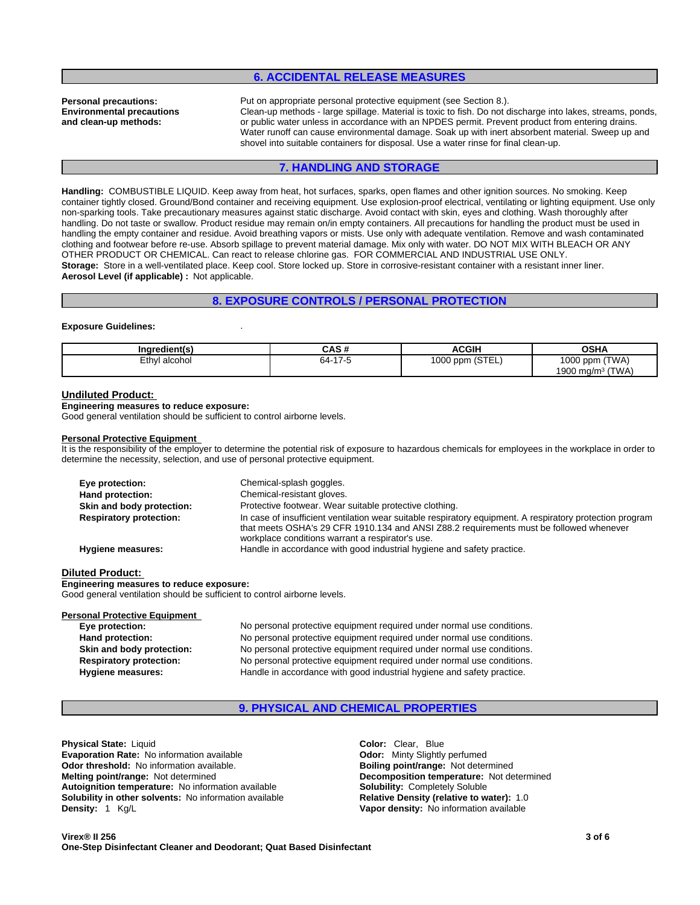## 6. ACCIDENTAL RELEASE MEASURES

**Personal precautions:** Put on appropriate personal protective equipment (see Section 8.).

**Environmental precautions and clean-up methods:** Clean-up methods - large spillage. Material is toxic to fish. Do not discharge into lakes, streams, ponds, or public water unless in accordance with an NPDES permit. Prevent product from entering drains. Water runoff can cause environmental damage. Soak up with inert absorbent material. Sweep up and shovel into suitable containers for disposal. Use a water rinse for final clean-up.

## 7. HANDLING AND STORAGE

**Handling:** COMBUSTIBLE LIQUID. Keep away from heat, hot surfaces, sparks, open flames and other ignition sources. No smoking. Keep container tightly closed. Ground/Bond container and receiving equipment. Use explosion-proof electrical, ventilating or lighting equipment. Use only non-sparking tools. Take precautionary measures against static discharge. Avoid contact with skin, eyes and clothing. Wash thoroughly after handling. Do not taste or swallow. Product residue may remain on/in empty containers. All precautions for handling the product must be used in handling the empty container and residue. Avoid breathing vapors or mists. Use only with adequate ventilation. Remove and wash contaminated clothing and footwear before re-use. Absorb spillage to prevent material damage. Mix only with water. DO NOT MIX WITH BLEACH OR ANY OTHER PRODUCT OR CHEMICAL. Can react to release chlorine gas. FOR COMMERCIAL AND INDUSTRIAL USE ONLY.

**Storage:** Store in a well-ventilated place. Keep cool. Store locked up. Store in corrosive-resistant container with a resistant inner liner.

**Aerosol Level (if applicable) :** Not applicable.

## 8. EXPOSURE CONTROLS / PERSONAL PROTECTION

**Exposure Guidelines:** .

| Ingredient(s) | CAS # | ACGIH | OSHA |
|---|---|---|---|
| Ethyl alcohol | 64-17-5 | 1000 ppm (STEL) | 1000 ppm (TWA)<br>1900 mg/m³ (TWA) |

### Undiluted Product:

**Engineering measures to reduce exposure:**
Good general ventilation should be sufficient to control airborne levels.

**Personal Protective Equipment**

It is the responsibility of the employer to determine the potential risk of exposure to hazardous chemicals for employees in the workplace in order to determine the necessity, selection, and use of personal protective equipment.

**Eye protection:** Chemical-splash goggles.

**Hand protection:** Chemical-resistant gloves.

**Skin and body protection:** Protective footwear. Wear suitable protective clothing.

**Respiratory protection:** In case of insufficient ventilation wear suitable respiratory equipment. A respiratory protection program that meets OSHA's 29 CFR 1910.134 and ANSI Z88.2 requirements must be followed whenever workplace conditions warrant a respirator's use.

**Hygiene measures:** Handle in accordance with good industrial hygiene and safety practice.

### Diluted Product:

**Engineering measures to reduce exposure:**
Good general ventilation should be sufficient to control airborne levels.

**Personal Protective Equipment**

**Eye protection:** No personal protective equipment required under normal use conditions.

**Hand protection:** No personal protective equipment required under normal use conditions.

**Skin and body protection:** No personal protective equipment required under normal use conditions.

**Respiratory protection:** No personal protective equipment required under normal use conditions.

**Hygiene measures:** Handle in accordance with good industrial hygiene and safety practice.

## 9. PHYSICAL AND CHEMICAL PROPERTIES

**Physical State:** Liquid
**Evaporation Rate:** No information available
**Odor threshold:** No information available.
**Melting point/range:** Not determined
**Autoignition temperature:** No information available
**Solubility in other solvents:** No information available
**Density:** 1 Kg/L

**Color:** Clear, Blue
**Odor:** Minty Slightly perfumed
**Boiling point/range:** Not determined
**Decomposition temperature:** Not determined
**Solubility:** Completely Soluble
**Relative Density (relative to water):** 1.0
**Vapor density:** No information available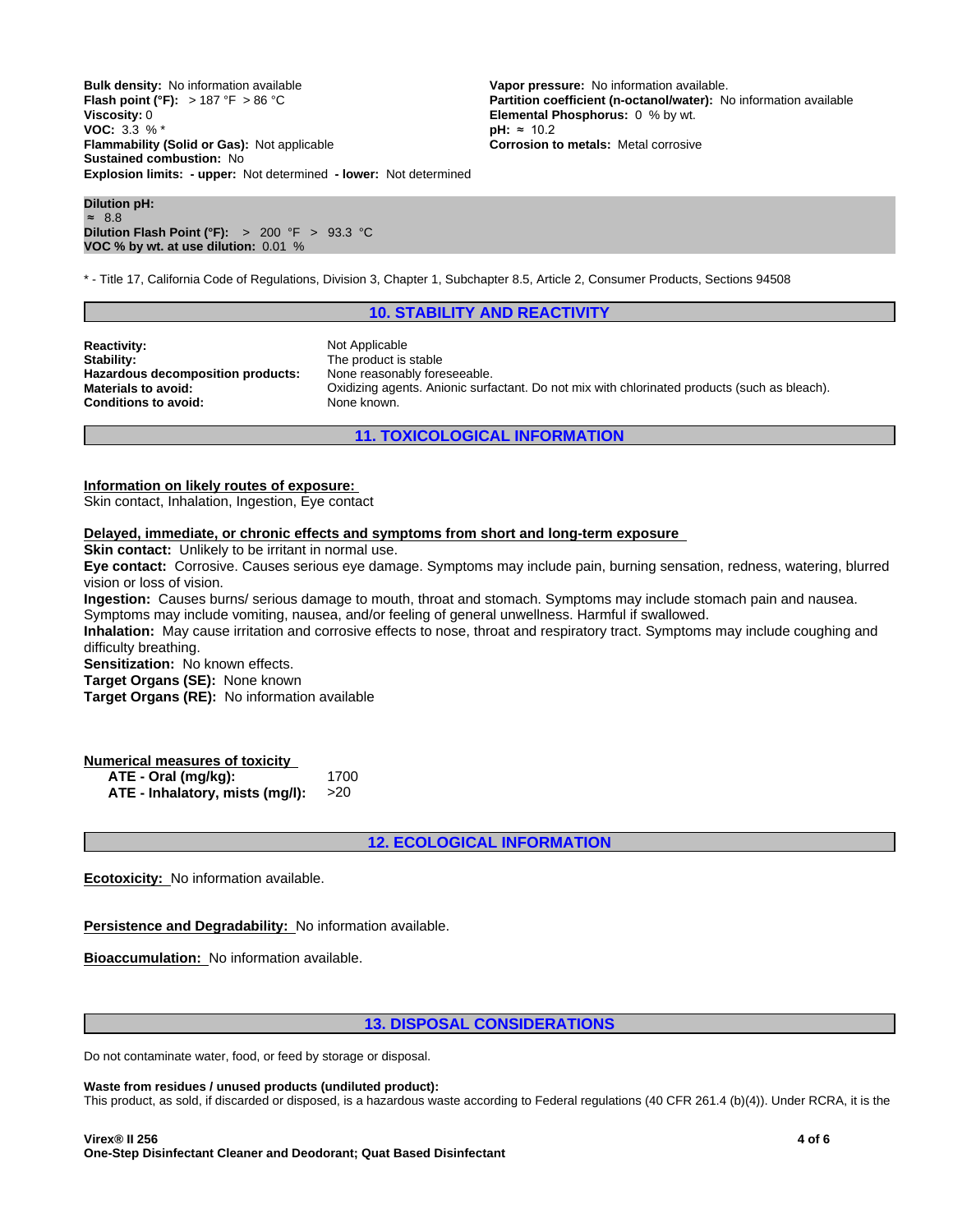**Bulk density:** No information available
**Flash point (°F):** > 187 °F > 86 °C
**Viscosity:** 0
**VOC:** 3.3 % *
**Flammability (Solid or Gas):** Not applicable
**Sustained combustion:** No
**Explosion limits: - upper:** Not determined **- lower:** Not determined

**Vapor pressure:** No information available.
**Partition coefficient (n-octanol/water):** No information available
**Elemental Phosphorus:** 0 % by wt.
**pH:** ≈ 10.2
**Corrosion to metals:** Metal corrosive

**Dilution pH:**
≈ 8.8
**Dilution Flash Point (°F):** > 200 °F > 93.3 °C
**VOC % by wt. at use dilution:** 0.01 %

* - Title 17, California Code of Regulations, Division 3, Chapter 1, Subchapter 8.5, Article 2, Consumer Products, Sections 94508

## 10. STABILITY AND REACTIVITY

**Reactivity:** Not Applicable
**Stability:** The product is stable
**Hazardous decomposition products:** None reasonably foreseeable.
**Materials to avoid:** Oxidizing agents. Anionic surfactant. Do not mix with chlorinated products (such as bleach).
**Conditions to avoid:** None known.

## 11. TOXICOLOGICAL INFORMATION

**Information on likely routes of exposure:**
Skin contact, Inhalation, Ingestion, Eye contact

**Delayed, immediate, or chronic effects and symptoms from short and long-term exposure**
**Skin contact:** Unlikely to be irritant in normal use.
**Eye contact:** Corrosive. Causes serious eye damage. Symptoms may include pain, burning sensation, redness, watering, blurred vision or loss of vision.
**Ingestion:** Causes burns/ serious damage to mouth, throat and stomach. Symptoms may include stomach pain and nausea. Symptoms may include vomiting, nausea, and/or feeling of general unwellness. Harmful if swallowed.
**Inhalation:** May cause irritation and corrosive effects to nose, throat and respiratory tract. Symptoms may include coughing and difficulty breathing.
**Sensitization:** No known effects.
**Target Organs (SE):** None known
**Target Organs (RE):** No information available

**Numerical measures of toxicity**

| | |
|---|---|
| **ATE - Oral (mg/kg):** | 1700 |
| **ATE - Inhalatory, mists (mg/l):** | >20 |

## 12. ECOLOGICAL INFORMATION

**Ecotoxicity:** No information available.

**Persistence and Degradability:** No information available.

**Bioaccumulation:** No information available.

## 13. DISPOSAL CONSIDERATIONS

Do not contaminate water, food, or feed by storage or disposal.

**Waste from residues / unused products (undiluted product):**
This product, as sold, if discarded or disposed, is a hazardous waste according to Federal regulations (40 CFR 261.4 (b)(4)). Under RCRA, it is the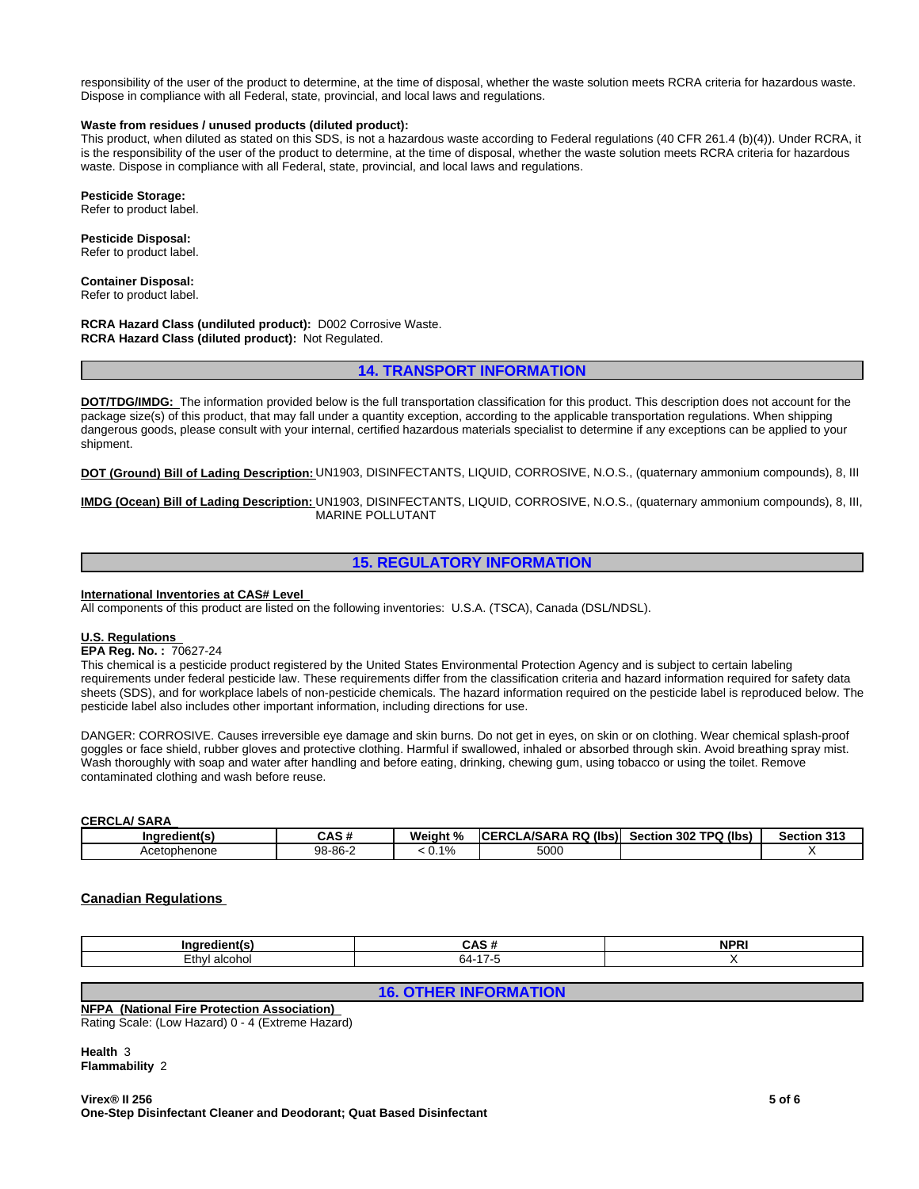responsibility of the user of the product to determine, at the time of disposal, whether the waste solution meets RCRA criteria for hazardous waste. Dispose in compliance with all Federal, state, provincial, and local laws and regulations.

**Waste from residues / unused products (diluted product):**
This product, when diluted as stated on this SDS, is not a hazardous waste according to Federal regulations (40 CFR 261.4 (b)(4)). Under RCRA, it is the responsibility of the user of the product to determine, at the time of disposal, whether the waste solution meets RCRA criteria for hazardous waste. Dispose in compliance with all Federal, state, provincial, and local laws and regulations.

**Pesticide Storage:**
Refer to product label.

**Pesticide Disposal:**
Refer to product label.

**Container Disposal:**
Refer to product label.

**RCRA Hazard Class (undiluted product):** D002 Corrosive Waste.
**RCRA Hazard Class (diluted product):** Not Regulated.

## 14. TRANSPORT INFORMATION

**DOT/TDG/IMDG:** The information provided below is the full transportation classification for this product. This description does not account for the package size(s) of this product, that may fall under a quantity exception, according to the applicable transportation regulations. When shipping dangerous goods, please consult with your internal, certified hazardous materials specialist to determine if any exceptions can be applied to your shipment.

**DOT (Ground) Bill of Lading Description:** UN1903, DISINFECTANTS, LIQUID, CORROSIVE, N.O.S., (quaternary ammonium compounds), 8, III

**IMDG (Ocean) Bill of Lading Description:** UN1903, DISINFECTANTS, LIQUID, CORROSIVE, N.O.S., (quaternary ammonium compounds), 8, III, MARINE POLLUTANT

## 15. REGULATORY INFORMATION

**International Inventories at CAS# Level**
All components of this product are listed on the following inventories: U.S.A. (TSCA), Canada (DSL/NDSL).

**U.S. Regulations**
**EPA Reg. No. :** 70627-24
This chemical is a pesticide product registered by the United States Environmental Protection Agency and is subject to certain labeling requirements under federal pesticide law. These requirements differ from the classification criteria and hazard information required for safety data sheets (SDS), and for workplace labels of non-pesticide chemicals. The hazard information required on the pesticide label is reproduced below. The pesticide label also includes other important information, including directions for use.

DANGER: CORROSIVE. Causes irreversible eye damage and skin burns. Do not get in eyes, on skin or on clothing. Wear chemical splash-proof goggles or face shield, rubber gloves and protective clothing. Harmful if swallowed, inhaled or absorbed through skin. Avoid breathing spray mist. Wash thoroughly with soap and water after handling and before eating, drinking, chewing gum, using tobacco or using the toilet. Remove contaminated clothing and wash before reuse.

**CERCLA/ SARA**

| Ingredient(s) | CAS # | Weight % | CERCLA/SARA RQ (lbs) | Section 302 TPQ (lbs) | Section 313 |
|---|---|---|---|---|---|
| Acetophenone | 98-86-2 | < 0.1% | 5000 | | X |

**Canadian Regulations**

| Ingredient(s) | CAS # | NPRI |
|---|---|---|
| Ethyl alcohol | 64-17-5 | X |

## 16. OTHER INFORMATION

**NFPA (National Fire Protection Association)**
Rating Scale: (Low Hazard) 0 - 4 (Extreme Hazard)

**Health** 3
**Flammability** 2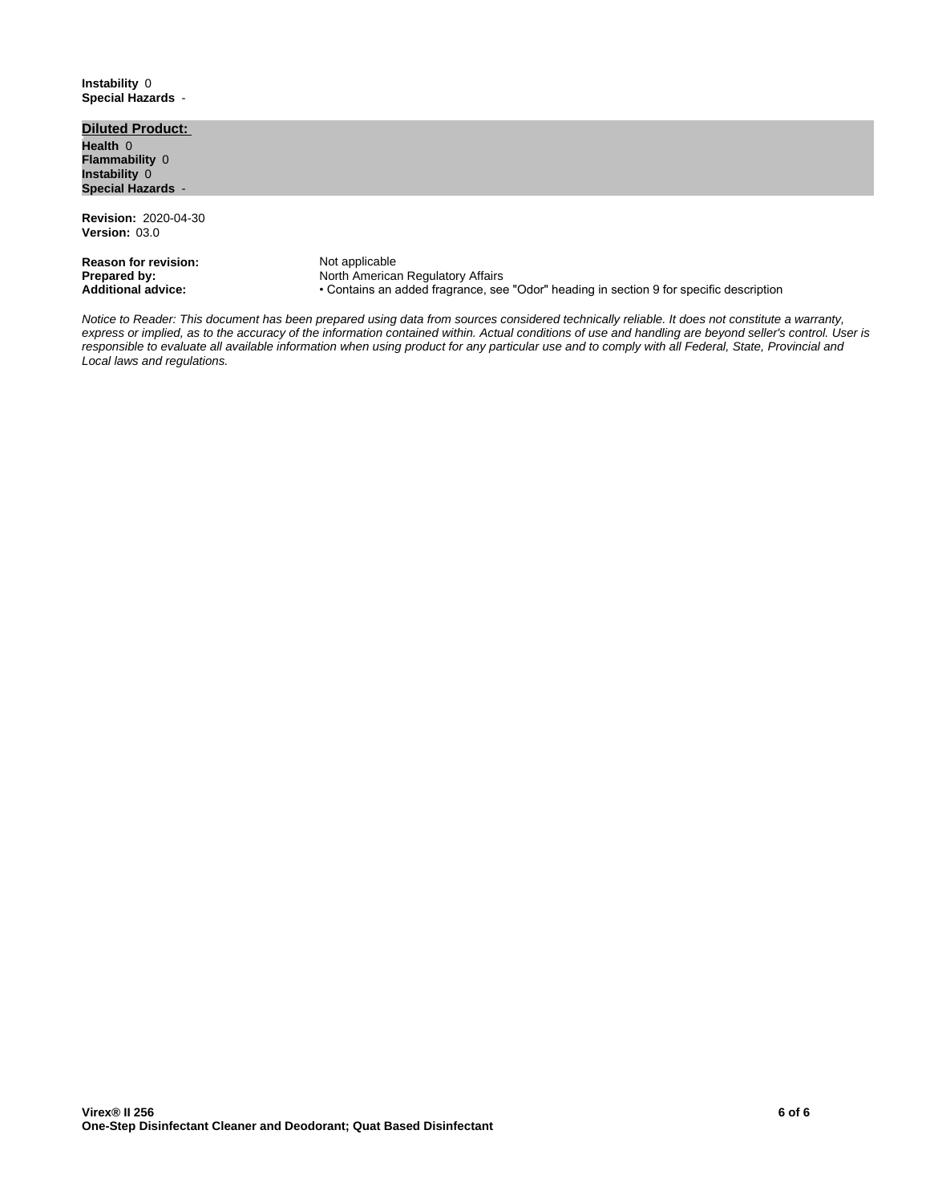**Instability** 0
**Special Hazards** -

**Diluted Product:**

**Health** 0
**Flammability** 0
**Instability** 0
**Special Hazards** -

**Revision:** 2020-04-30
**Version:** 03.0

**Reason for revision:** Not applicable
**Prepared by:** North American Regulatory Affairs
**Additional advice:** • Contains an added fragrance, see "Odor" heading in section 9 for specific description

*Notice to Reader: This document has been prepared using data from sources considered technically reliable. It does not constitute a warranty, express or implied, as to the accuracy of the information contained within. Actual conditions of use and handling are beyond seller's control. User is responsible to evaluate all available information when using product for any particular use and to comply with all Federal, State, Provincial and Local laws and regulations.*